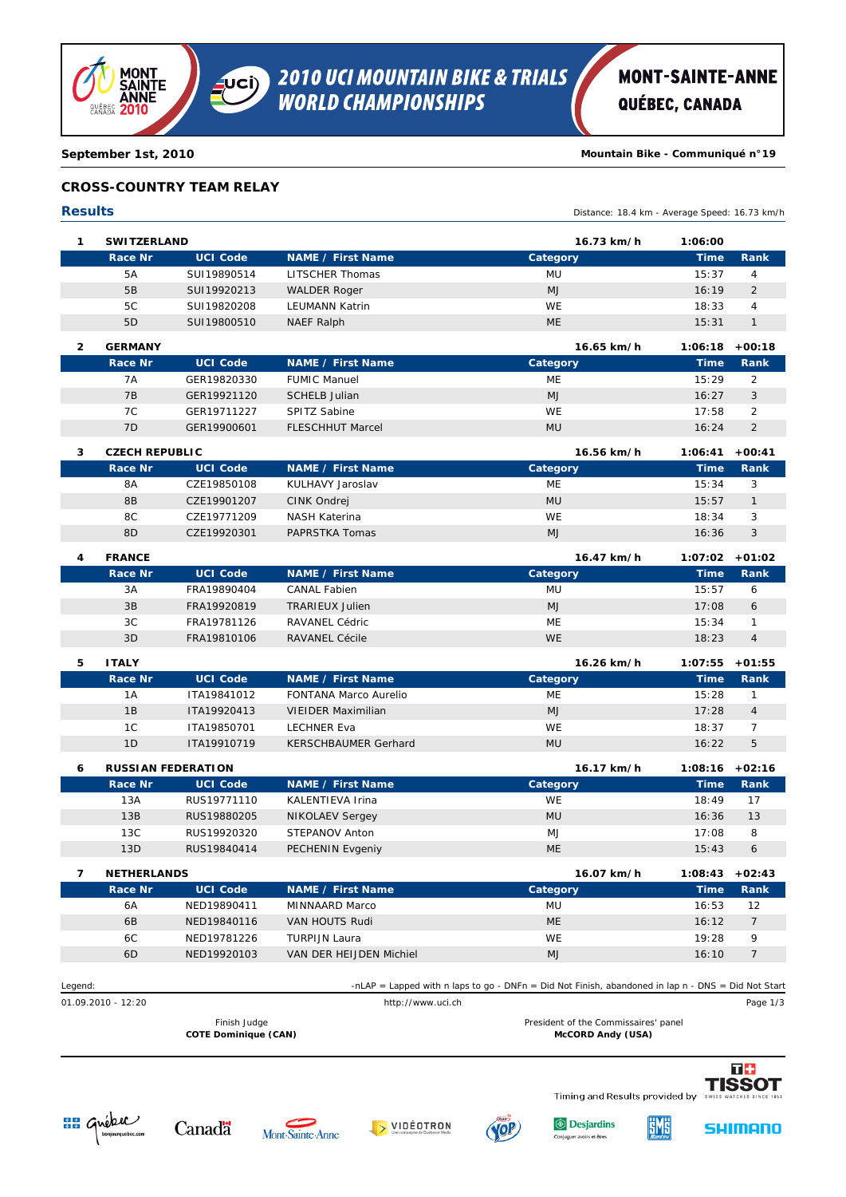# 2010 UCI MOUNTAIN BIKE & TRIALS WORLD CHAMPIONSHIPS

MONT-SAINTE-ANNE QUÉBEC, CANADA

**September 1st, 2010** — **Mountain Bike - Communiqué n°19**

## CROSS-COUNTRY TEAM RELAY

### Results

Distance: 18.4 km - Average Speed: 16.73 km/h

**1 SWITZERLAND** — 16.73 km/h — 1:06:00

| Race Nr | UCI Code | NAME / First Name | Category | Time | Rank |
|---|---|---|---|---|---|
| 5A | SUI19890514 | LITSCHER Thomas | MU | 15:37 | 4 |
| 5B | SUI19920213 | WALDER Roger | MJ | 16:19 | 2 |
| 5C | SUI19820208 | LEUMANN Katrin | WE | 18:33 | 4 |
| 5D | SUI19800510 | NAEF Ralph | ME | 15:31 | 1 |

**2 GERMANY** — 16.65 km/h — 1:06:18 +00:18

| Race Nr | UCI Code | NAME / First Name | Category | Time | Rank |
|---|---|---|---|---|---|
| 7A | GER19820330 | FUMIC Manuel | ME | 15:29 | 2 |
| 7B | GER19921120 | SCHELB Julian | MJ | 16:27 | 3 |
| 7C | GER19711227 | SPITZ Sabine | WE | 17:58 | 2 |
| 7D | GER19900601 | FLESCHHUT Marcel | MU | 16:24 | 2 |

**3 CZECH REPUBLIC** — 16.56 km/h — 1:06:41 +00:41

| Race Nr | UCI Code | NAME / First Name | Category | Time | Rank |
|---|---|---|---|---|---|
| 8A | CZE19850108 | KULHAVY Jaroslav | ME | 15:34 | 3 |
| 8B | CZE19901207 | CINK Ondrej | MU | 15:57 | 1 |
| 8C | CZE19771209 | NASH Katerina | WE | 18:34 | 3 |
| 8D | CZE19920301 | PAPRSTKA Tomas | MJ | 16:36 | 3 |

**4 FRANCE** — 16.47 km/h — 1:07:02 +01:02

| Race Nr | UCI Code | NAME / First Name | Category | Time | Rank |
|---|---|---|---|---|---|
| 3A | FRA19890404 | CANAL Fabien | MU | 15:57 | 6 |
| 3B | FRA19920819 | TRARIEUX Julien | MJ | 17:08 | 6 |
| 3C | FRA19781126 | RAVANEL Cédric | ME | 15:34 | 1 |
| 3D | FRA19810106 | RAVANEL Cécile | WE | 18:23 | 4 |

**5 ITALY** — 16.26 km/h — 1:07:55 +01:55

| Race Nr | UCI Code | NAME / First Name | Category | Time | Rank |
|---|---|---|---|---|---|
| 1A | ITA19841012 | FONTANA Marco Aurelio | ME | 15:28 | 1 |
| 1B | ITA19920413 | VIEIDER Maximilian | MJ | 17:28 | 4 |
| 1C | ITA19850701 | LECHNER Eva | WE | 18:37 | 7 |
| 1D | ITA19910719 | KERSCHBAUMER Gerhard | MU | 16:22 | 5 |

**6 RUSSIAN FEDERATION** — 16.17 km/h — 1:08:16 +02:16

| Race Nr | UCI Code | NAME / First Name | Category | Time | Rank |
|---|---|---|---|---|---|
| 13A | RUS19771110 | KALENTIEVA Irina | WE | 18:49 | 17 |
| 13B | RUS19880205 | NIKOLAEV Sergey | MU | 16:36 | 13 |
| 13C | RUS19920320 | STEPANOV Anton | MJ | 17:08 | 8 |
| 13D | RUS19840414 | PECHENIN Evgeniy | ME | 15:43 | 6 |

**7 NETHERLANDS** — 16.07 km/h — 1:08:43 +02:43

| Race Nr | UCI Code | NAME / First Name | Category | Time | Rank |
|---|---|---|---|---|---|
| 6A | NED19890411 | MINNAARD Marco | MU | 16:53 | 12 |
| 6B | NED19840116 | VAN HOUTS Rudi | ME | 16:12 | 7 |
| 6C | NED19781226 | TURPIJN Laura | WE | 19:28 | 9 |
| 6D | NED19920103 | VAN DER HEIJDEN Michiel | MJ | 16:10 | 7 |

Legend: -nLAP = Lapped with n laps to go - DNFn = Did Not Finish, abandoned in lap n - DNS = Did Not Start

01.09.2010 - 12:20 — http://www.uci.ch

Finish Judge
**COTE Dominique (CAN)**

President of the Commissaires' panel
**McCORD Andy (USA)**

Timing and Results provided by TISSOT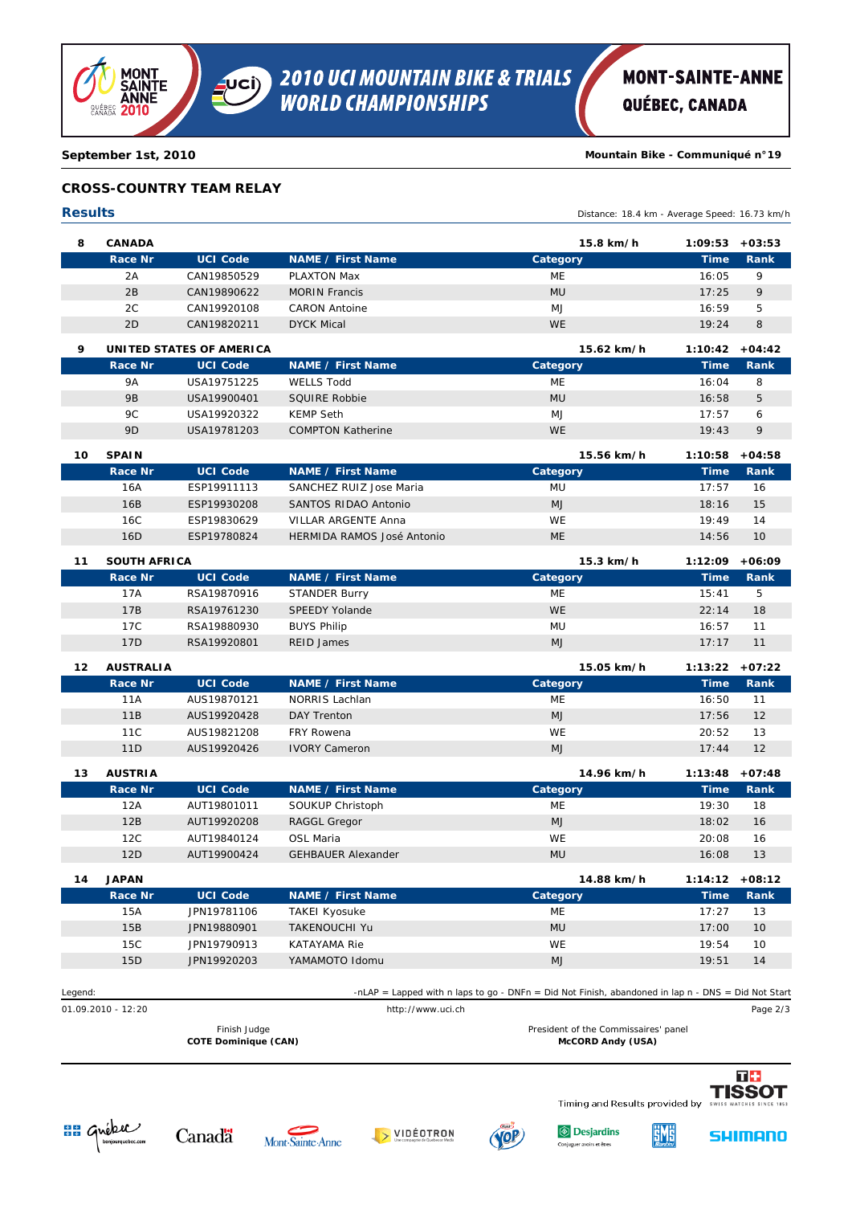September 1st, 2010

Mountain Bike - Communiqué n°19

## CROSS-COUNTRY TEAM RELAY

### Results

Distance: 18.4 km - Average Speed: 16.73 km/h

**8 CANADA** — 15.8 km/h — 1:09:53 +03:53

| Race Nr | UCI Code | NAME / First Name | Category | Time | Rank |
|---|---|---|---|---|---|
| 2A | CAN19850529 | PLAXTON Max | ME | 16:05 | 9 |
| 2B | CAN19890622 | MORIN Francis | MU | 17:25 | 9 |
| 2C | CAN19920108 | CARON Antoine | MJ | 16:59 | 5 |
| 2D | CAN19820211 | DYCK Mical | WE | 19:24 | 8 |

**9 UNITED STATES OF AMERICA** — 15.62 km/h — 1:10:42 +04:42

| Race Nr | UCI Code | NAME / First Name | Category | Time | Rank |
|---|---|---|---|---|---|
| 9A | USA19751225 | WELLS Todd | ME | 16:04 | 8 |
| 9B | USA19900401 | SQUIRE Robbie | MU | 16:58 | 5 |
| 9C | USA19920322 | KEMP Seth | MJ | 17:57 | 6 |
| 9D | USA19781203 | COMPTON Katherine | WE | 19:43 | 9 |

**10 SPAIN** — 15.56 km/h — 1:10:58 +04:58

| Race Nr | UCI Code | NAME / First Name | Category | Time | Rank |
|---|---|---|---|---|---|
| 16A | ESP19911113 | SANCHEZ RUIZ Jose Maria | MU | 17:57 | 16 |
| 16B | ESP19930208 | SANTOS RIDAO Antonio | MJ | 18:16 | 15 |
| 16C | ESP19830629 | VILLAR ARGENTE Anna | WE | 19:49 | 14 |
| 16D | ESP19780824 | HERMIDA RAMOS José Antonio | ME | 14:56 | 10 |

**11 SOUTH AFRICA** — 15.3 km/h — 1:12:09 +06:09

| Race Nr | UCI Code | NAME / First Name | Category | Time | Rank |
|---|---|---|---|---|---|
| 17A | RSA19870916 | STANDER Burry | ME | 15:41 | 5 |
| 17B | RSA19761230 | SPEEDY Yolande | WE | 22:14 | 18 |
| 17C | RSA19880930 | BUYS Philip | MU | 16:57 | 11 |
| 17D | RSA19920801 | REID James | MJ | 17:17 | 11 |

**12 AUSTRALIA** — 15.05 km/h — 1:13:22 +07:22

| Race Nr | UCI Code | NAME / First Name | Category | Time | Rank |
|---|---|---|---|---|---|
| 11A | AUS19870121 | NORRIS Lachlan | ME | 16:50 | 11 |
| 11B | AUS19920428 | DAY Trenton | MJ | 17:56 | 12 |
| 11C | AUS19821208 | FRY Rowena | WE | 20:52 | 13 |
| 11D | AUS19920426 | IVORY Cameron | MJ | 17:44 | 12 |

**13 AUSTRIA** — 14.96 km/h — 1:13:48 +07:48

| Race Nr | UCI Code | NAME / First Name | Category | Time | Rank |
|---|---|---|---|---|---|
| 12A | AUT19801011 | SOUKUP Christoph | ME | 19:30 | 18 |
| 12B | AUT19920208 | RAGGL Gregor | MJ | 18:02 | 16 |
| 12C | AUT19840124 | OSL Maria | WE | 20:08 | 16 |
| 12D | AUT19900424 | GEHBAUER Alexander | MU | 16:08 | 13 |

**14 JAPAN** — 14.88 km/h — 1:14:12 +08:12

| Race Nr | UCI Code | NAME / First Name | Category | Time | Rank |
|---|---|---|---|---|---|
| 15A | JPN19781106 | TAKEI Kyosuke | ME | 17:27 | 13 |
| 15B | JPN19880901 | TAKENOUCHI Yu | MU | 17:00 | 10 |
| 15C | JPN19790913 | KATAYAMA Rie | WE | 19:54 | 10 |
| 15D | JPN19920203 | YAMAMOTO Idomu | MJ | 19:51 | 14 |

Legend: -nLAP = Lapped with n laps to go - DNFn = Did Not Finish, abandoned in lap n - DNS = Did Not Start

01.09.2010 - 12:20 http://www.uci.ch

Finish Judge
**COTE Dominique (CAN)**

President of the Commissaires' panel
**McCORD Andy (USA)**

Timing and Results provided by TISSOT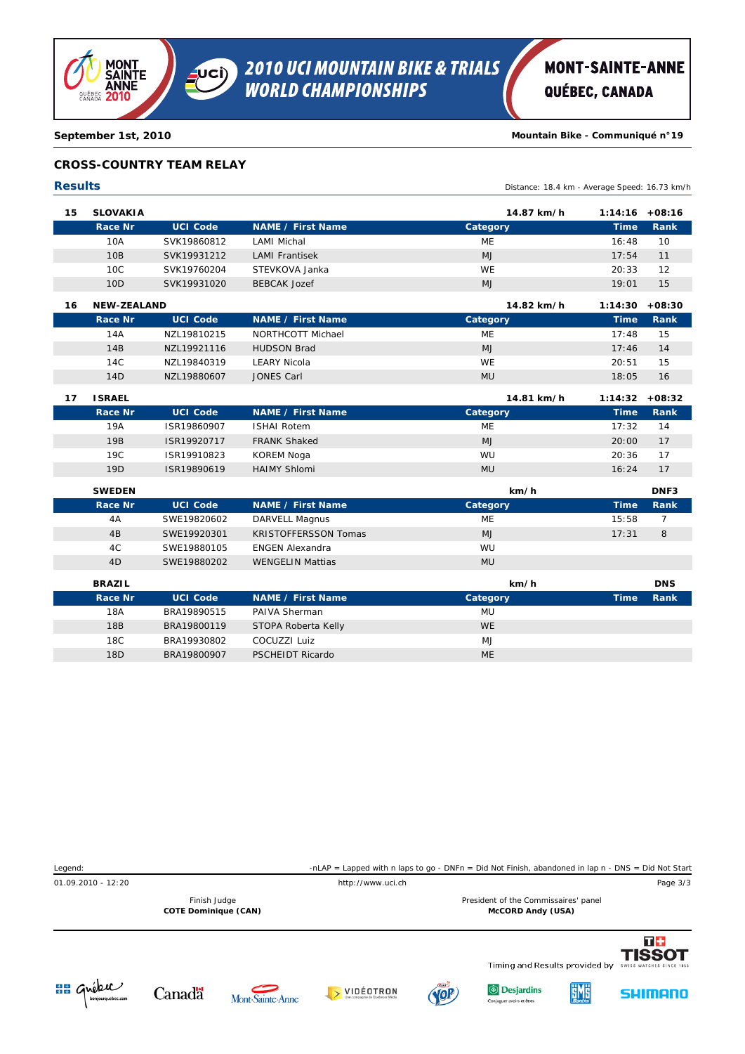**September 1st, 2010** | **Mountain Bike - Communiqué n°19**

## CROSS-COUNTRY TEAM RELAY

### Results

Distance: 18.4 km - Average Speed: 16.73 km/h

**15 SLOVAKIA** — 14.87 km/h — 1:14:16 — +08:16

| Race Nr | UCI Code | NAME / First Name | Category | Time | Rank |
|---|---|---|---|---|---|
| 10A | SVK19860812 | LAMI Michal | ME | 16:48 | 10 |
| 10B | SVK19931212 | LAMI Frantisek | MJ | 17:54 | 11 |
| 10C | SVK19760204 | STEVKOVA Janka | WE | 20:33 | 12 |
| 10D | SVK19931020 | BEBCAK Jozef | MJ | 19:01 | 15 |

**16 NEW-ZEALAND** — 14.82 km/h — 1:14:30 — +08:30

| Race Nr | UCI Code | NAME / First Name | Category | Time | Rank |
|---|---|---|---|---|---|
| 14A | NZL19810215 | NORTHCOTT Michael | ME | 17:48 | 15 |
| 14B | NZL19921116 | HUDSON Brad | MJ | 17:46 | 14 |
| 14C | NZL19840319 | LEARY Nicola | WE | 20:51 | 15 |
| 14D | NZL19880607 | JONES Carl | MU | 18:05 | 16 |

**17 ISRAEL** — 14.81 km/h — 1:14:32 — +08:32

| Race Nr | UCI Code | NAME / First Name | Category | Time | Rank |
|---|---|---|---|---|---|
| 19A | ISR19860907 | ISHAI Rotem | ME | 17:32 | 14 |
| 19B | ISR19920717 | FRANK Shaked | MJ | 20:00 | 17 |
| 19C | ISR19910823 | KOREM Noga | WU | 20:36 | 17 |
| 19D | ISR19890619 | HAIMY Shlomi | MU | 16:24 | 17 |

**SWEDEN** — km/h — DNF3

| Race Nr | UCI Code | NAME / First Name | Category | Time | Rank |
|---|---|---|---|---|---|
| 4A | SWE19820602 | DARVELL Magnus | ME | 15:58 | 7 |
| 4B | SWE19920301 | KRISTOFFERSSON Tomas | MJ | 17:31 | 8 |
| 4C | SWE19880105 | ENGEN Alexandra | WU | | |
| 4D | SWE19880202 | WENGELIN Mattias | MU | | |

**BRAZIL** — km/h — DNS

| Race Nr | UCI Code | NAME / First Name | Category | Time | Rank |
|---|---|---|---|---|---|
| 18A | BRA19890515 | PAIVA Sherman | MU | | |
| 18B | BRA19800119 | STOPA Roberta Kelly | WE | | |
| 18C | BRA19930802 | COCUZZI Luiz | MJ | | |
| 18D | BRA19800907 | PSCHEIDT Ricardo | ME | | |

Legend: -nLAP = Lapped with n laps to go - DNFn = Did Not Finish, abandoned in lap n - DNS = Did Not Start

01.09.2010 - 12:20 http://www.uci.ch

Finish Judge
**COTE Dominique (CAN)**

President of the Commissaires' panel
**McCORD Andy (USA)**

Timing and Results provided by TISSOT